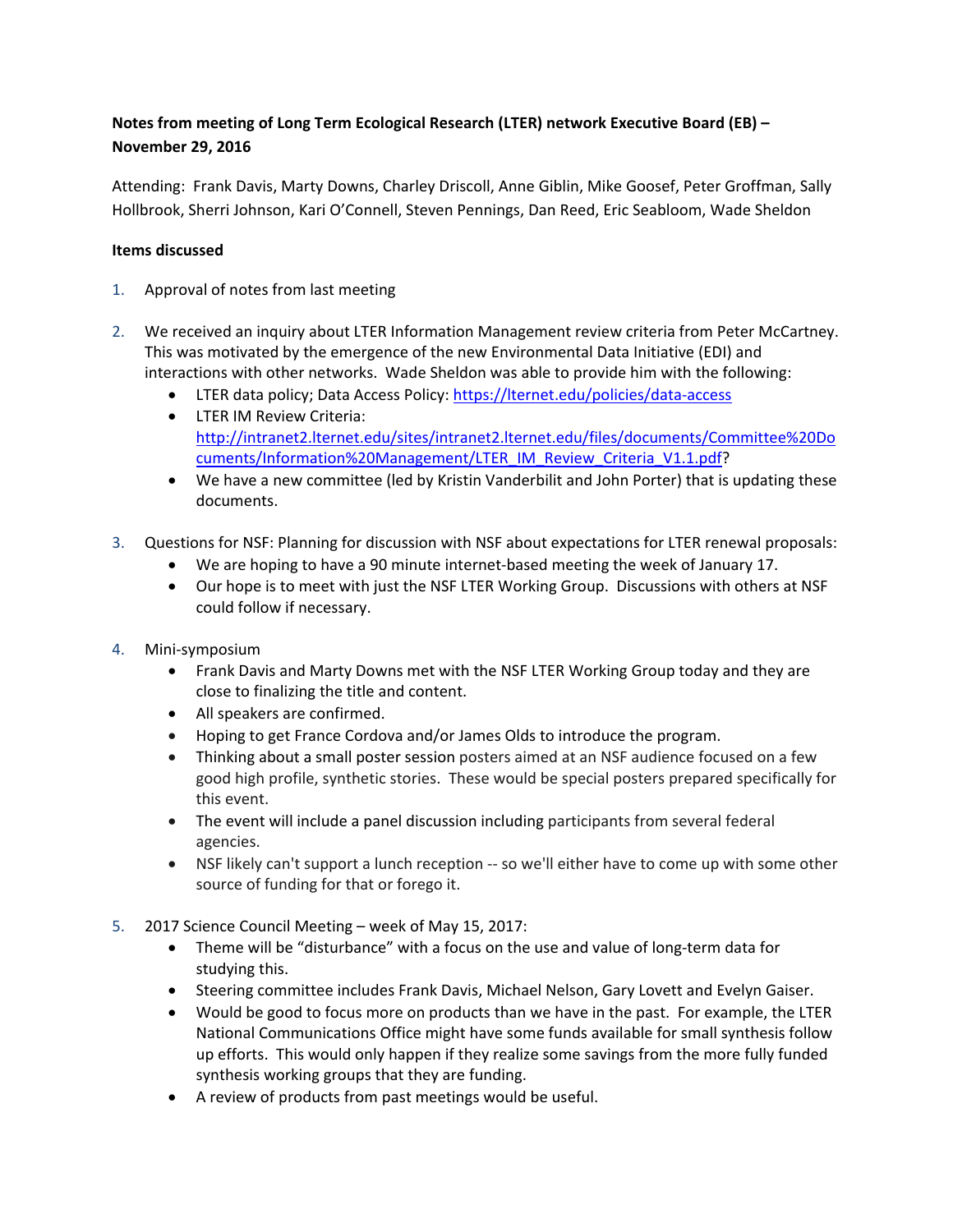**Notes from meeting of Long Term Ecological Research (LTER) network Executive Board (EB) – November 29, 2016**

Attending: Frank Davis, Marty Downs, Charley Driscoll, Anne Giblin, Mike Goosef, Peter Groffman, Sally Hollbrook, Sherri Johnson, Kari O'Connell, Steven Pennings, Dan Reed, Eric Seabloom, Wade Sheldon

**Items discussed**

1. Approval of notes from last meeting

2. We received an inquiry about LTER Information Management review criteria from Peter McCartney. This was motivated by the emergence of the new Environmental Data Initiative (EDI) and interactions with other networks. Wade Sheldon was able to provide him with the following:
   - LTER data policy; Data Access Policy: https://lternet.edu/policies/data-access
   - LTER IM Review Criteria: http://intranet2.lternet.edu/sites/intranet2.lternet.edu/files/documents/Committee%20Documents/Information%20Management/LTER_IM_Review_Criteria_V1.1.pdf?
   - We have a new committee (led by Kristin Vanderbilit and John Porter) that is updating these documents.

3. Questions for NSF: Planning for discussion with NSF about expectations for LTER renewal proposals:
   - We are hoping to have a 90 minute internet-based meeting the week of January 17.
   - Our hope is to meet with just the NSF LTER Working Group. Discussions with others at NSF could follow if necessary.

4. Mini-symposium
   - Frank Davis and Marty Downs met with the NSF LTER Working Group today and they are close to finalizing the title and content.
   - All speakers are confirmed.
   - Hoping to get France Cordova and/or James Olds to introduce the program.
   - Thinking about a small poster session posters aimed at an NSF audience focused on a few good high profile, synthetic stories. These would be special posters prepared specifically for this event.
   - The event will include a panel discussion including participants from several federal agencies.
   - NSF likely can't support a lunch reception -- so we'll either have to come up with some other source of funding for that or forego it.

5. 2017 Science Council Meeting – week of May 15, 2017:
   - Theme will be "disturbance" with a focus on the use and value of long-term data for studying this.
   - Steering committee includes Frank Davis, Michael Nelson, Gary Lovett and Evelyn Gaiser.
   - Would be good to focus more on products than we have in the past. For example, the LTER National Communications Office might have some funds available for small synthesis follow up efforts. This would only happen if they realize some savings from the more fully funded synthesis working groups that they are funding.
   - A review of products from past meetings would be useful.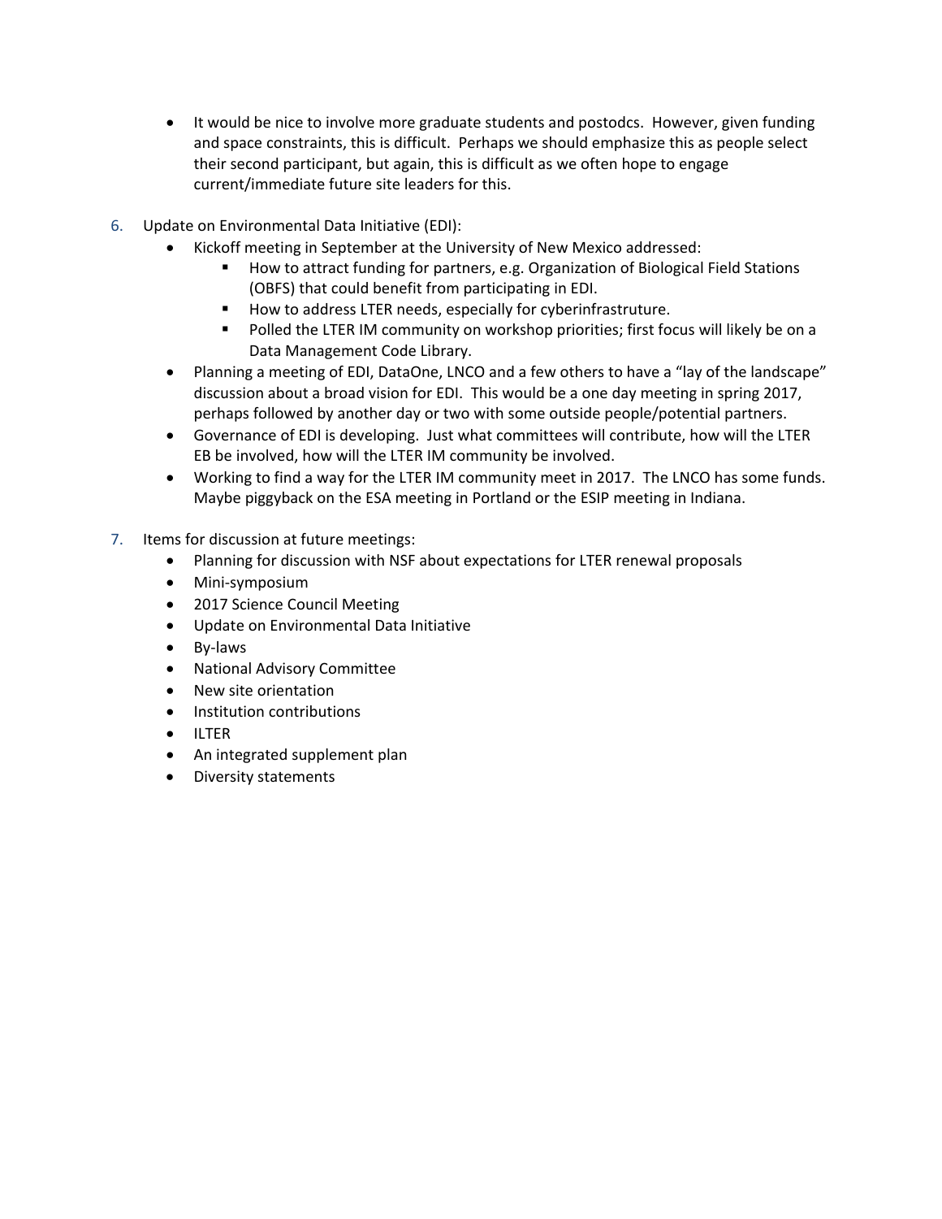- It would be nice to involve more graduate students and postodcs. However, given funding and space constraints, this is difficult. Perhaps we should emphasize this as people select their second participant, but again, this is difficult as we often hope to engage current/immediate future site leaders for this.

6. Update on Environmental Data Initiative (EDI):
   - Kickoff meeting in September at the University of New Mexico addressed:
     - How to attract funding for partners, e.g. Organization of Biological Field Stations (OBFS) that could benefit from participating in EDI.
     - How to address LTER needs, especially for cyberinfrastruture.
     - Polled the LTER IM community on workshop priorities; first focus will likely be on a Data Management Code Library.
   - Planning a meeting of EDI, DataOne, LNCO and a few others to have a "lay of the landscape" discussion about a broad vision for EDI. This would be a one day meeting in spring 2017, perhaps followed by another day or two with some outside people/potential partners.
   - Governance of EDI is developing. Just what committees will contribute, how will the LTER EB be involved, how will the LTER IM community be involved.
   - Working to find a way for the LTER IM community meet in 2017. The LNCO has some funds. Maybe piggyback on the ESA meeting in Portland or the ESIP meeting in Indiana.

7. Items for discussion at future meetings:
   - Planning for discussion with NSF about expectations for LTER renewal proposals
   - Mini-symposium
   - 2017 Science Council Meeting
   - Update on Environmental Data Initiative
   - By-laws
   - National Advisory Committee
   - New site orientation
   - Institution contributions
   - ILTER
   - An integrated supplement plan
   - Diversity statements